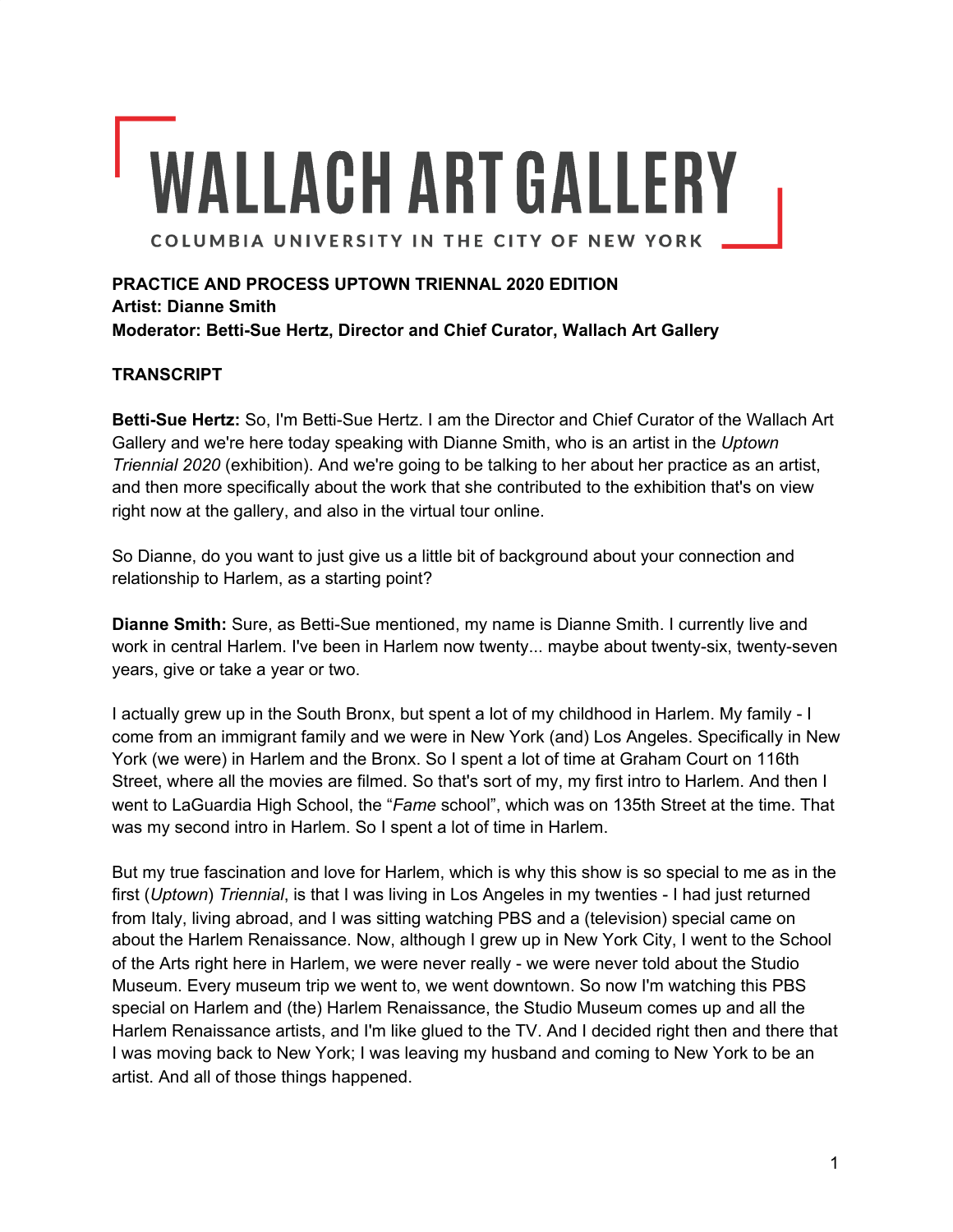# WALLACH ART GALLERY

COLUMBIA UNIVERSITY IN THE CITY OF NEW YORK

**PRACTICE AND PROCESS UPTOWN TRIENNAL 2020 EDITION**
**Artist: Dianne Smith**
**Moderator: Betti-Sue Hertz, Director and Chief Curator, Wallach Art Gallery**

**TRANSCRIPT**

**Betti-Sue Hertz:** So, I'm Betti-Sue Hertz. I am the Director and Chief Curator of the Wallach Art Gallery and we're here today speaking with Dianne Smith, who is an artist in the *Uptown Triennial 2020* (exhibition). And we're going to be talking to her about her practice as an artist, and then more specifically about the work that she contributed to the exhibition that's on view right now at the gallery, and also in the virtual tour online.

So Dianne, do you want to just give us a little bit of background about your connection and relationship to Harlem, as a starting point?

**Dianne Smith:** Sure, as Betti-Sue mentioned, my name is Dianne Smith. I currently live and work in central Harlem. I've been in Harlem now twenty... maybe about twenty-six, twenty-seven years, give or take a year or two.

I actually grew up in the South Bronx, but spent a lot of my childhood in Harlem. My family - I come from an immigrant family and we were in New York (and) Los Angeles. Specifically in New York (we were) in Harlem and the Bronx. So I spent a lot of time at Graham Court on 116th Street, where all the movies are filmed. So that's sort of my, my first intro to Harlem. And then I went to LaGuardia High School, the "*Fame* school", which was on 135th Street at the time. That was my second intro in Harlem. So I spent a lot of time in Harlem.

But my true fascination and love for Harlem, which is why this show is so special to me as in the first (*Uptown*) *Triennial*, is that I was living in Los Angeles in my twenties - I had just returned from Italy, living abroad, and I was sitting watching PBS and a (television) special came on about the Harlem Renaissance. Now, although I grew up in New York City, I went to the School of the Arts right here in Harlem, we were never really - we were never told about the Studio Museum. Every museum trip we went to, we went downtown. So now I'm watching this PBS special on Harlem and (the) Harlem Renaissance, the Studio Museum comes up and all the Harlem Renaissance artists, and I'm like glued to the TV. And I decided right then and there that I was moving back to New York; I was leaving my husband and coming to New York to be an artist. And all of those things happened.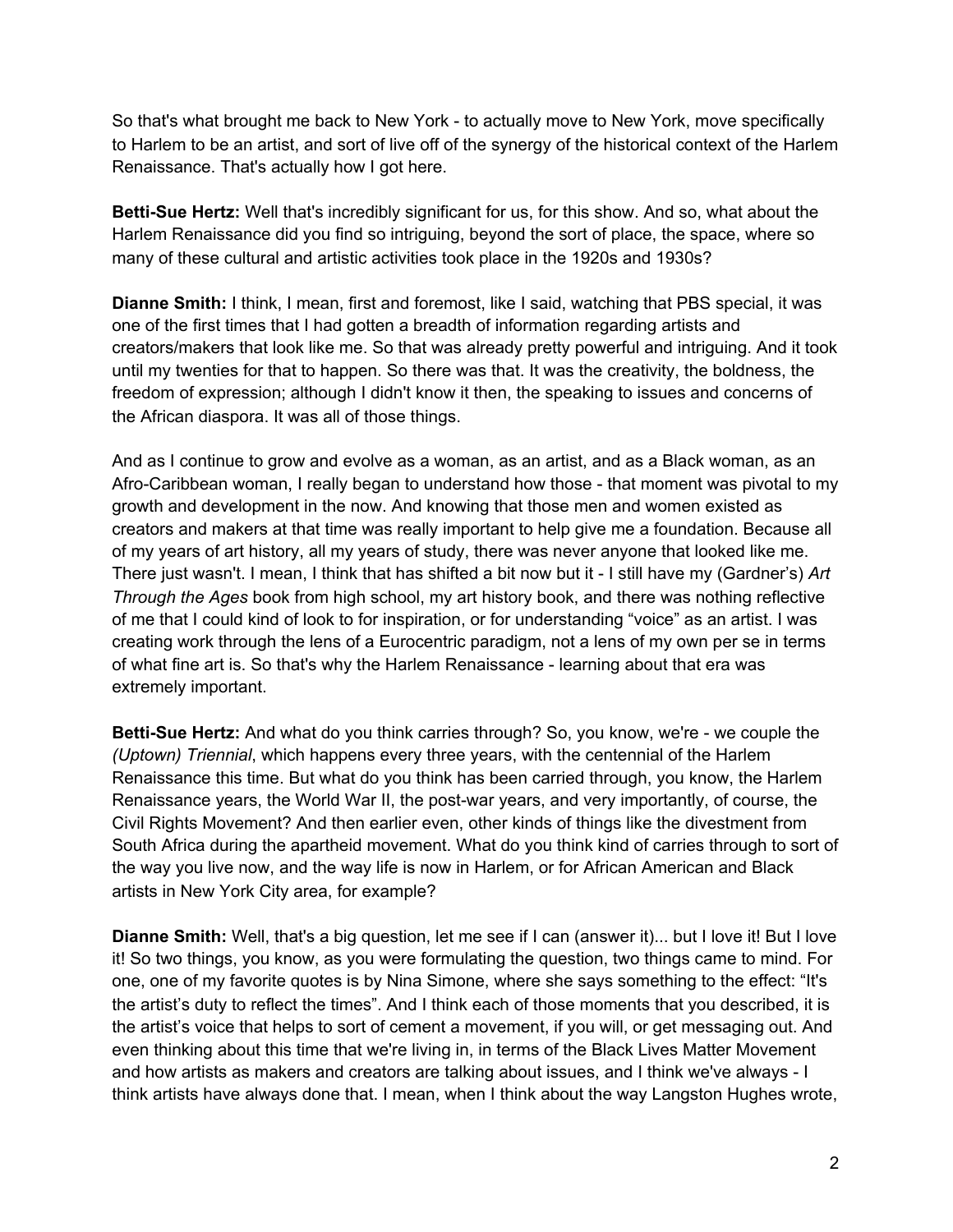So that's what brought me back to New York - to actually move to New York, move specifically to Harlem to be an artist, and sort of live off of the synergy of the historical context of the Harlem Renaissance. That's actually how I got here.

**Betti-Sue Hertz:** Well that's incredibly significant for us, for this show. And so, what about the Harlem Renaissance did you find so intriguing, beyond the sort of place, the space, where so many of these cultural and artistic activities took place in the 1920s and 1930s?

**Dianne Smith:** I think, I mean, first and foremost, like I said, watching that PBS special, it was one of the first times that I had gotten a breadth of information regarding artists and creators/makers that look like me. So that was already pretty powerful and intriguing. And it took until my twenties for that to happen. So there was that. It was the creativity, the boldness, the freedom of expression; although I didn't know it then, the speaking to issues and concerns of the African diaspora. It was all of those things.

And as I continue to grow and evolve as a woman, as an artist, and as a Black woman, as an Afro-Caribbean woman, I really began to understand how those - that moment was pivotal to my growth and development in the now. And knowing that those men and women existed as creators and makers at that time was really important to help give me a foundation. Because all of my years of art history, all my years of study, there was never anyone that looked like me. There just wasn't. I mean, I think that has shifted a bit now but it - I still have my (Gardner's) *Art Through the Ages* book from high school, my art history book, and there was nothing reflective of me that I could kind of look to for inspiration, or for understanding "voice" as an artist. I was creating work through the lens of a Eurocentric paradigm, not a lens of my own per se in terms of what fine art is. So that's why the Harlem Renaissance - learning about that era was extremely important.

**Betti-Sue Hertz:** And what do you think carries through? So, you know, we're - we couple the *(Uptown) Triennial*, which happens every three years, with the centennial of the Harlem Renaissance this time. But what do you think has been carried through, you know, the Harlem Renaissance years, the World War II, the post-war years, and very importantly, of course, the Civil Rights Movement? And then earlier even, other kinds of things like the divestment from South Africa during the apartheid movement. What do you think kind of carries through to sort of the way you live now, and the way life is now in Harlem, or for African American and Black artists in New York City area, for example?

**Dianne Smith:** Well, that's a big question, let me see if I can (answer it)... but I love it! But I love it! So two things, you know, as you were formulating the question, two things came to mind. For one, one of my favorite quotes is by Nina Simone, where she says something to the effect: "It's the artist's duty to reflect the times". And I think each of those moments that you described, it is the artist's voice that helps to sort of cement a movement, if you will, or get messaging out. And even thinking about this time that we're living in, in terms of the Black Lives Matter Movement and how artists as makers and creators are talking about issues, and I think we've always - I think artists have always done that. I mean, when I think about the way Langston Hughes wrote,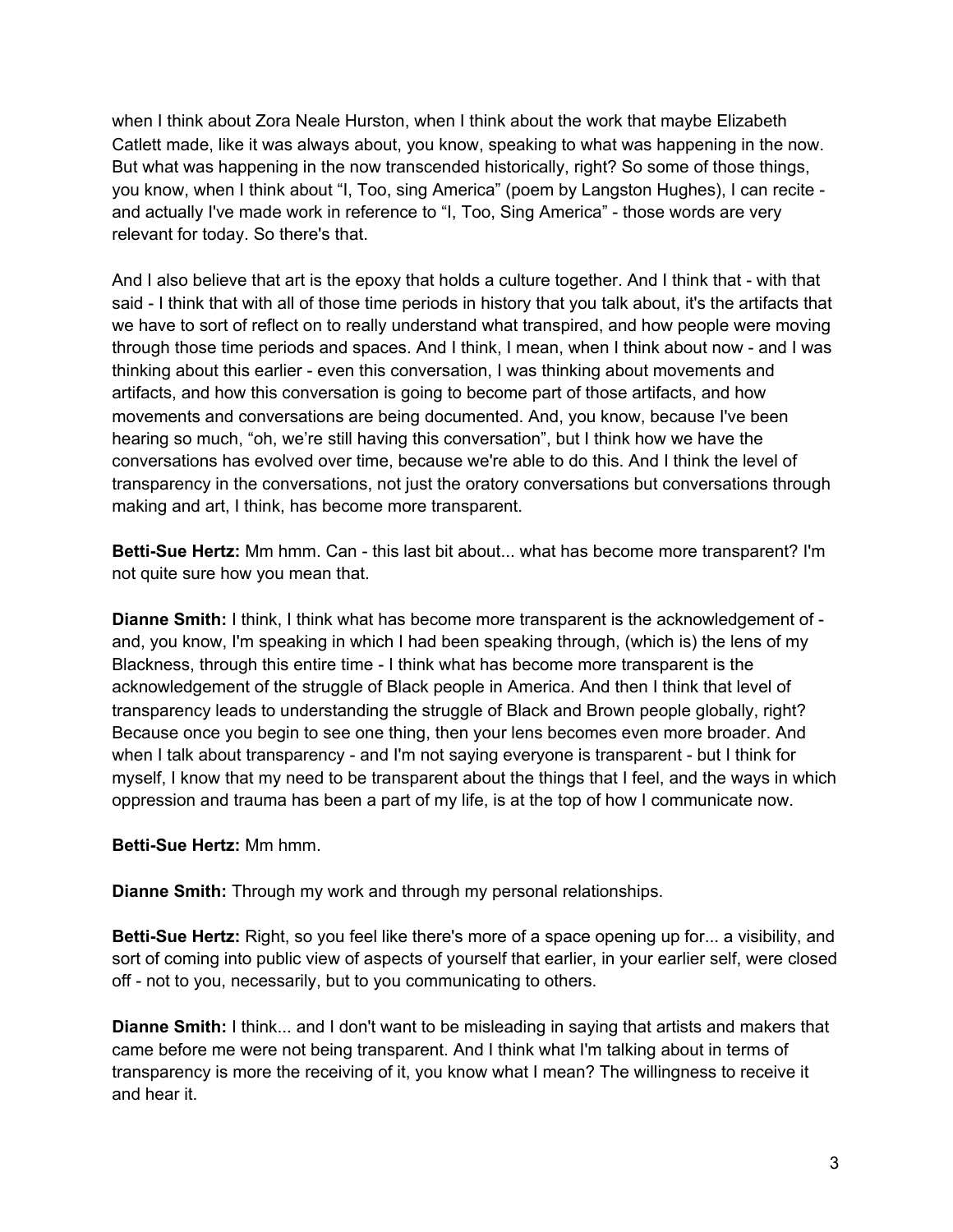when I think about Zora Neale Hurston, when I think about the work that maybe Elizabeth Catlett made, like it was always about, you know, speaking to what was happening in the now. But what was happening in the now transcended historically, right? So some of those things, you know, when I think about "I, Too, sing America" (poem by Langston Hughes), I can recite - and actually I've made work in reference to "I, Too, Sing America" - those words are very relevant for today. So there's that.

And I also believe that art is the epoxy that holds a culture together. And I think that - with that said - I think that with all of those time periods in history that you talk about, it's the artifacts that we have to sort of reflect on to really understand what transpired, and how people were moving through those time periods and spaces. And I think, I mean, when I think about now - and I was thinking about this earlier - even this conversation, I was thinking about movements and artifacts, and how this conversation is going to become part of those artifacts, and how movements and conversations are being documented. And, you know, because I've been hearing so much, "oh, we're still having this conversation", but I think how we have the conversations has evolved over time, because we're able to do this. And I think the level of transparency in the conversations, not just the oratory conversations but conversations through making and art, I think, has become more transparent.

**Betti-Sue Hertz:** Mm hmm. Can - this last bit about... what has become more transparent? I'm not quite sure how you mean that.

**Dianne Smith:** I think, I think what has become more transparent is the acknowledgement of - and, you know, I'm speaking in which I had been speaking through, (which is) the lens of my Blackness, through this entire time - I think what has become more transparent is the acknowledgement of the struggle of Black people in America. And then I think that level of transparency leads to understanding the struggle of Black and Brown people globally, right? Because once you begin to see one thing, then your lens becomes even more broader. And when I talk about transparency - and I'm not saying everyone is transparent - but I think for myself, I know that my need to be transparent about the things that I feel, and the ways in which oppression and trauma has been a part of my life, is at the top of how I communicate now.

**Betti-Sue Hertz:** Mm hmm.

**Dianne Smith:** Through my work and through my personal relationships.

**Betti-Sue Hertz:** Right, so you feel like there's more of a space opening up for... a visibility, and sort of coming into public view of aspects of yourself that earlier, in your earlier self, were closed off - not to you, necessarily, but to you communicating to others.

**Dianne Smith:** I think... and I don't want to be misleading in saying that artists and makers that came before me were not being transparent. And I think what I'm talking about in terms of transparency is more the receiving of it, you know what I mean? The willingness to receive it and hear it.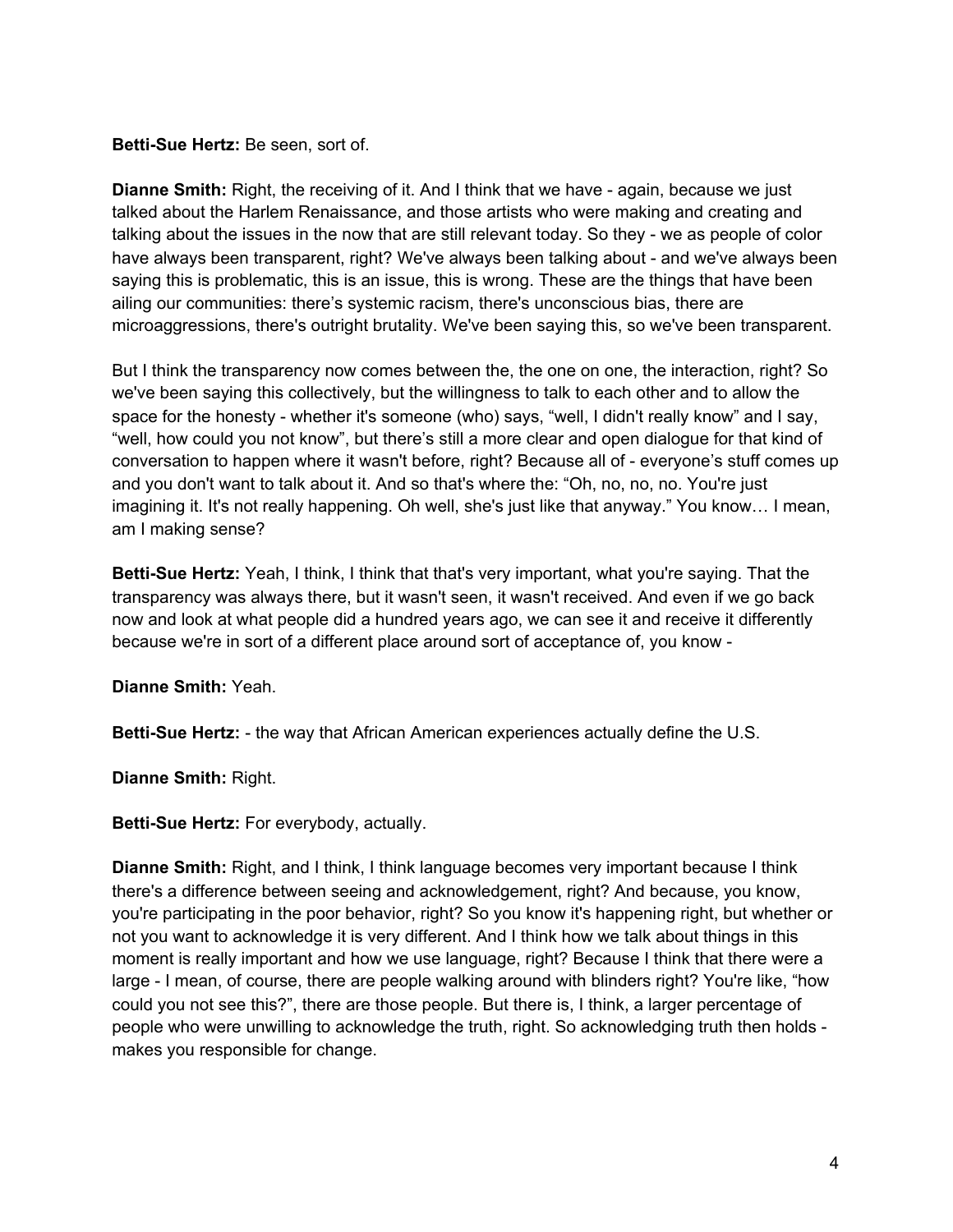**Betti-Sue Hertz:** Be seen, sort of.

**Dianne Smith:** Right, the receiving of it. And I think that we have - again, because we just talked about the Harlem Renaissance, and those artists who were making and creating and talking about the issues in the now that are still relevant today. So they - we as people of color have always been transparent, right? We've always been talking about - and we've always been saying this is problematic, this is an issue, this is wrong. These are the things that have been ailing our communities: there's systemic racism, there's unconscious bias, there are microaggressions, there's outright brutality. We've been saying this, so we've been transparent.

But I think the transparency now comes between the, the one on one, the interaction, right? So we've been saying this collectively, but the willingness to talk to each other and to allow the space for the honesty - whether it's someone (who) says, "well, I didn't really know" and I say, "well, how could you not know", but there's still a more clear and open dialogue for that kind of conversation to happen where it wasn't before, right? Because all of - everyone's stuff comes up and you don't want to talk about it. And so that's where the: "Oh, no, no, no. You're just imagining it. It's not really happening. Oh well, she's just like that anyway." You know… I mean, am I making sense?

**Betti-Sue Hertz:** Yeah, I think, I think that that's very important, what you're saying. That the transparency was always there, but it wasn't seen, it wasn't received. And even if we go back now and look at what people did a hundred years ago, we can see it and receive it differently because we're in sort of a different place around sort of acceptance of, you know -

**Dianne Smith:** Yeah.

**Betti-Sue Hertz:** - the way that African American experiences actually define the U.S.

**Dianne Smith:** Right.

**Betti-Sue Hertz:** For everybody, actually.

**Dianne Smith:** Right, and I think, I think language becomes very important because I think there's a difference between seeing and acknowledgement, right? And because, you know, you're participating in the poor behavior, right? So you know it's happening right, but whether or not you want to acknowledge it is very different. And I think how we talk about things in this moment is really important and how we use language, right? Because I think that there were a large - I mean, of course, there are people walking around with blinders right? You're like, "how could you not see this?", there are those people. But there is, I think, a larger percentage of people who were unwilling to acknowledge the truth, right. So acknowledging truth then holds - makes you responsible for change.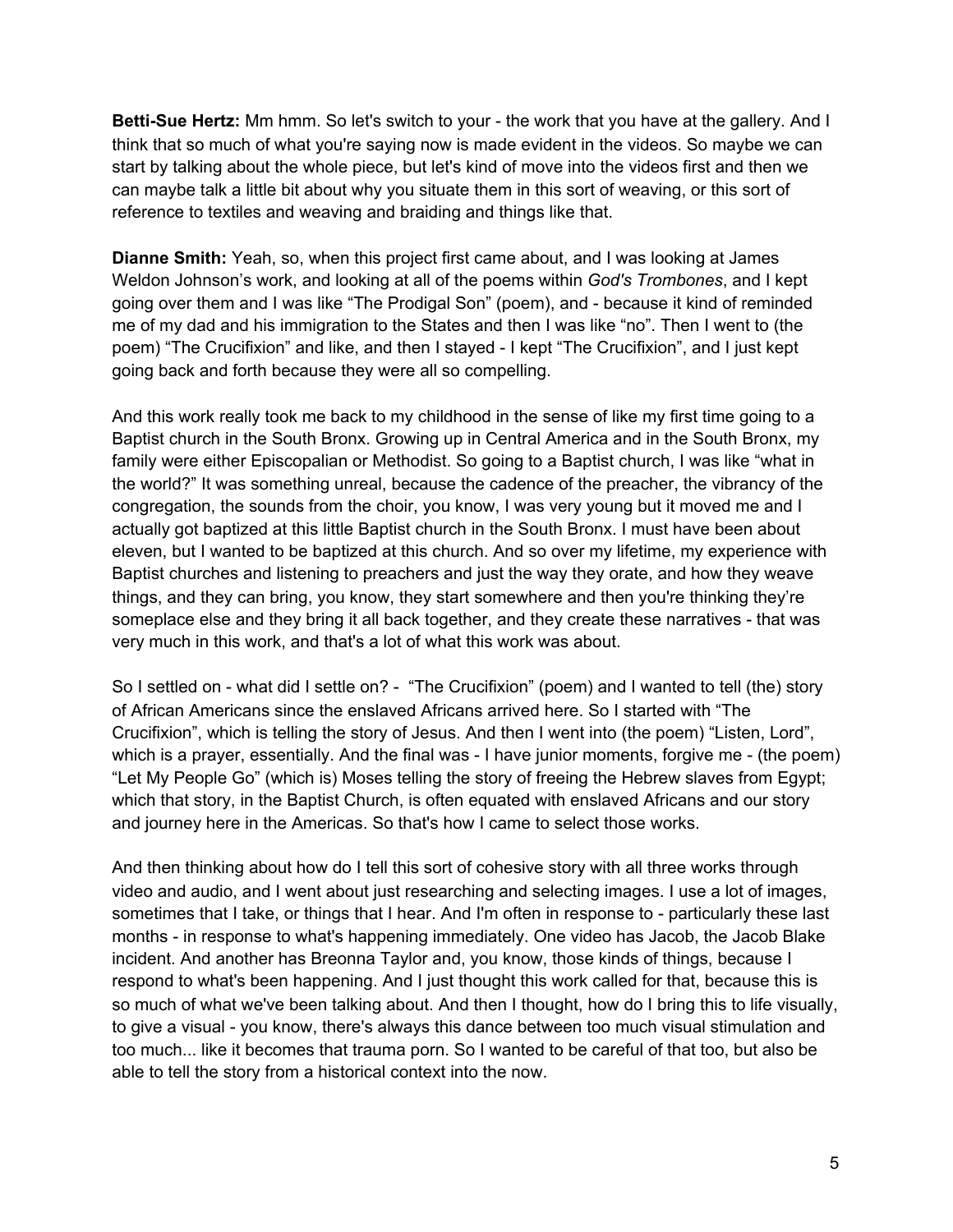**Betti-Sue Hertz:** Mm hmm. So let's switch to your - the work that you have at the gallery. And I think that so much of what you're saying now is made evident in the videos. So maybe we can start by talking about the whole piece, but let's kind of move into the videos first and then we can maybe talk a little bit about why you situate them in this sort of weaving, or this sort of reference to textiles and weaving and braiding and things like that.

**Dianne Smith:** Yeah, so, when this project first came about, and I was looking at James Weldon Johnson's work, and looking at all of the poems within *God's Trombones*, and I kept going over them and I was like "The Prodigal Son" (poem), and - because it kind of reminded me of my dad and his immigration to the States and then I was like "no". Then I went to (the poem) "The Crucifixion" and like, and then I stayed - I kept "The Crucifixion", and I just kept going back and forth because they were all so compelling.

And this work really took me back to my childhood in the sense of like my first time going to a Baptist church in the South Bronx. Growing up in Central America and in the South Bronx, my family were either Episcopalian or Methodist. So going to a Baptist church, I was like "what in the world?" It was something unreal, because the cadence of the preacher, the vibrancy of the congregation, the sounds from the choir, you know, I was very young but it moved me and I actually got baptized at this little Baptist church in the South Bronx. I must have been about eleven, but I wanted to be baptized at this church. And so over my lifetime, my experience with Baptist churches and listening to preachers and just the way they orate, and how they weave things, and they can bring, you know, they start somewhere and then you're thinking they're someplace else and they bring it all back together, and they create these narratives - that was very much in this work, and that's a lot of what this work was about.

So I settled on - what did I settle on? - "The Crucifixion" (poem) and I wanted to tell (the) story of African Americans since the enslaved Africans arrived here. So I started with "The Crucifixion", which is telling the story of Jesus. And then I went into (the poem) "Listen, Lord", which is a prayer, essentially. And the final was - I have junior moments, forgive me - (the poem) "Let My People Go" (which is) Moses telling the story of freeing the Hebrew slaves from Egypt; which that story, in the Baptist Church, is often equated with enslaved Africans and our story and journey here in the Americas. So that's how I came to select those works.

And then thinking about how do I tell this sort of cohesive story with all three works through video and audio, and I went about just researching and selecting images. I use a lot of images, sometimes that I take, or things that I hear. And I'm often in response to - particularly these last months - in response to what's happening immediately. One video has Jacob, the Jacob Blake incident. And another has Breonna Taylor and, you know, those kinds of things, because I respond to what's been happening. And I just thought this work called for that, because this is so much of what we've been talking about. And then I thought, how do I bring this to life visually, to give a visual - you know, there's always this dance between too much visual stimulation and too much... like it becomes that trauma porn. So I wanted to be careful of that too, but also be able to tell the story from a historical context into the now.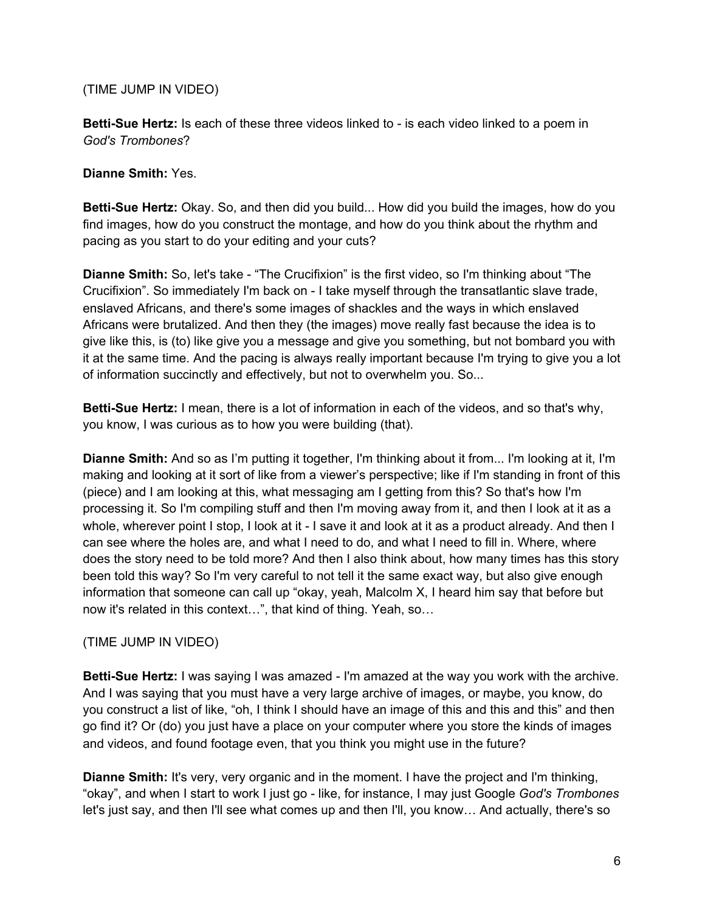(TIME JUMP IN VIDEO)

**Betti-Sue Hertz:** Is each of these three videos linked to - is each video linked to a poem in *God's Trombones*?

**Dianne Smith:** Yes.

**Betti-Sue Hertz:** Okay. So, and then did you build... How did you build the images, how do you find images, how do you construct the montage, and how do you think about the rhythm and pacing as you start to do your editing and your cuts?

**Dianne Smith:** So, let's take - "The Crucifixion" is the first video, so I'm thinking about "The Crucifixion". So immediately I'm back on - I take myself through the transatlantic slave trade, enslaved Africans, and there's some images of shackles and the ways in which enslaved Africans were brutalized. And then they (the images) move really fast because the idea is to give like this, is (to) like give you a message and give you something, but not bombard you with it at the same time. And the pacing is always really important because I'm trying to give you a lot of information succinctly and effectively, but not to overwhelm you. So...

**Betti-Sue Hertz:** I mean, there is a lot of information in each of the videos, and so that's why, you know, I was curious as to how you were building (that).

**Dianne Smith:** And so as I'm putting it together, I'm thinking about it from... I'm looking at it, I'm making and looking at it sort of like from a viewer's perspective; like if I'm standing in front of this (piece) and I am looking at this, what messaging am I getting from this? So that's how I'm processing it. So I'm compiling stuff and then I'm moving away from it, and then I look at it as a whole, wherever point I stop, I look at it - I save it and look at it as a product already. And then I can see where the holes are, and what I need to do, and what I need to fill in. Where, where does the story need to be told more? And then I also think about, how many times has this story been told this way? So I'm very careful to not tell it the same exact way, but also give enough information that someone can call up "okay, yeah, Malcolm X, I heard him say that before but now it's related in this context…", that kind of thing. Yeah, so…

(TIME JUMP IN VIDEO)

**Betti-Sue Hertz:** I was saying I was amazed - I'm amazed at the way you work with the archive. And I was saying that you must have a very large archive of images, or maybe, you know, do you construct a list of like, "oh, I think I should have an image of this and this and this" and then go find it? Or (do) you just have a place on your computer where you store the kinds of images and videos, and found footage even, that you think you might use in the future?

**Dianne Smith:** It's very, very organic and in the moment. I have the project and I'm thinking, "okay", and when I start to work I just go - like, for instance, I may just Google *God's Trombones* let's just say, and then I'll see what comes up and then I'll, you know… And actually, there's so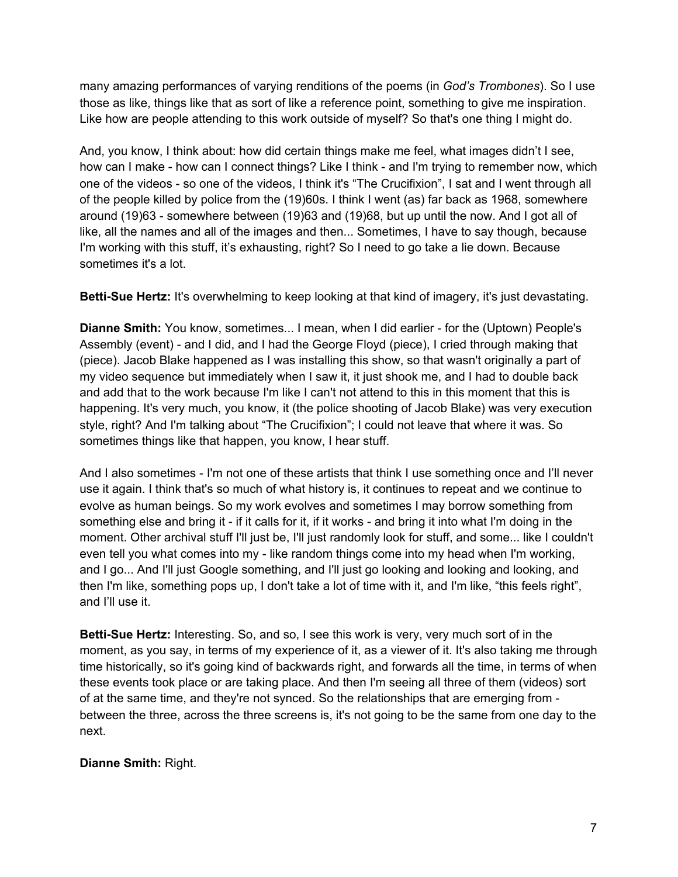many amazing performances of varying renditions of the poems (in *God's Trombones*). So I use those as like, things like that as sort of like a reference point, something to give me inspiration. Like how are people attending to this work outside of myself? So that's one thing I might do.

And, you know, I think about: how did certain things make me feel, what images didn't I see, how can I make - how can I connect things? Like I think - and I'm trying to remember now, which one of the videos - so one of the videos, I think it's "The Crucifixion", I sat and I went through all of the people killed by police from the (19)60s. I think I went (as) far back as 1968, somewhere around (19)63 - somewhere between (19)63 and (19)68, but up until the now. And I got all of like, all the names and all of the images and then... Sometimes, I have to say though, because I'm working with this stuff, it's exhausting, right? So I need to go take a lie down. Because sometimes it's a lot.

**Betti-Sue Hertz:** It's overwhelming to keep looking at that kind of imagery, it's just devastating.

**Dianne Smith:** You know, sometimes... I mean, when I did earlier - for the (Uptown) People's Assembly (event) - and I did, and I had the George Floyd (piece), I cried through making that (piece). Jacob Blake happened as I was installing this show, so that wasn't originally a part of my video sequence but immediately when I saw it, it just shook me, and I had to double back and add that to the work because I'm like I can't not attend to this in this moment that this is happening. It's very much, you know, it (the police shooting of Jacob Blake) was very execution style, right? And I'm talking about "The Crucifixion"; I could not leave that where it was. So sometimes things like that happen, you know, I hear stuff.

And I also sometimes - I'm not one of these artists that think I use something once and I'll never use it again. I think that's so much of what history is, it continues to repeat and we continue to evolve as human beings. So my work evolves and sometimes I may borrow something from something else and bring it - if it calls for it, if it works - and bring it into what I'm doing in the moment. Other archival stuff I'll just be, I'll just randomly look for stuff, and some... like I couldn't even tell you what comes into my - like random things come into my head when I'm working, and I go... And I'll just Google something, and I'll just go looking and looking and looking, and then I'm like, something pops up, I don't take a lot of time with it, and I'm like, "this feels right", and I'll use it.

**Betti-Sue Hertz:** Interesting. So, and so, I see this work is very, very much sort of in the moment, as you say, in terms of my experience of it, as a viewer of it. It's also taking me through time historically, so it's going kind of backwards right, and forwards all the time, in terms of when these events took place or are taking place. And then I'm seeing all three of them (videos) sort of at the same time, and they're not synced. So the relationships that are emerging from - between the three, across the three screens is, it's not going to be the same from one day to the next.

**Dianne Smith:** Right.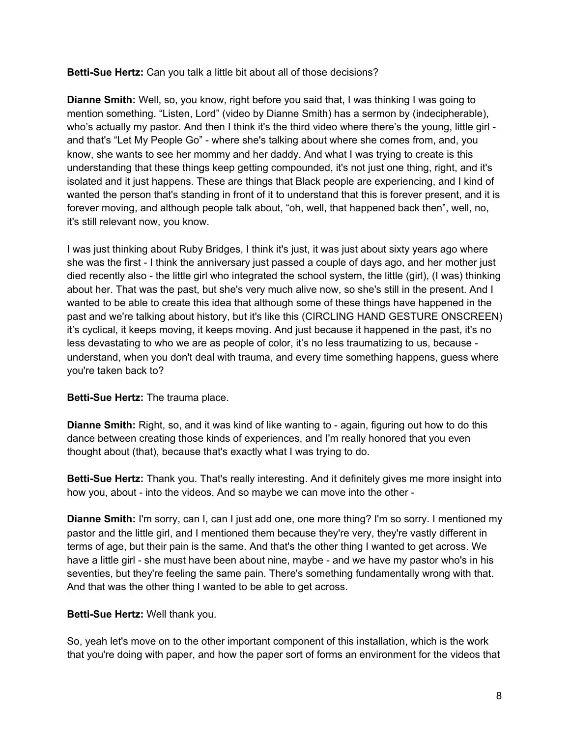**Betti-Sue Hertz:** Can you talk a little bit about all of those decisions?

**Dianne Smith:** Well, so, you know, right before you said that, I was thinking I was going to mention something. "Listen, Lord" (video by Dianne Smith) has a sermon by (indecipherable), who's actually my pastor. And then I think it's the third video where there's the young, little girl - and that's "Let My People Go" - where she's talking about where she comes from, and, you know, she wants to see her mommy and her daddy. And what I was trying to create is this understanding that these things keep getting compounded, it's not just one thing, right, and it's isolated and it just happens. These are things that Black people are experiencing, and I kind of wanted the person that's standing in front of it to understand that this is forever present, and it is forever moving, and although people talk about, "oh, well, that happened back then", well, no, it's still relevant now, you know.

I was just thinking about Ruby Bridges, I think it's just, it was just about sixty years ago where she was the first - I think the anniversary just passed a couple of days ago, and her mother just died recently also - the little girl who integrated the school system, the little (girl), (I was) thinking about her. That was the past, but she's very much alive now, so she's still in the present. And I wanted to be able to create this idea that although some of these things have happened in the past and we're talking about history, but it's like this (CIRCLING HAND GESTURE ONSCREEN) it's cyclical, it keeps moving, it keeps moving. And just because it happened in the past, it's no less devastating to who we are as people of color, it's no less traumatizing to us, because - understand, when you don't deal with trauma, and every time something happens, guess where you're taken back to?

**Betti-Sue Hertz:** The trauma place.

**Dianne Smith:** Right, so, and it was kind of like wanting to - again, figuring out how to do this dance between creating those kinds of experiences, and I'm really honored that you even thought about (that), because that's exactly what I was trying to do.

**Betti-Sue Hertz:** Thank you. That's really interesting. And it definitely gives me more insight into how you, about - into the videos. And so maybe we can move into the other -

**Dianne Smith:** I'm sorry, can I, can I just add one, one more thing? I'm so sorry. I mentioned my pastor and the little girl, and I mentioned them because they're very, they're vastly different in terms of age, but their pain is the same. And that's the other thing I wanted to get across. We have a little girl - she must have been about nine, maybe - and we have my pastor who's in his seventies, but they're feeling the same pain. There's something fundamentally wrong with that. And that was the other thing I wanted to be able to get across.

**Betti-Sue Hertz:** Well thank you.

So, yeah let's move on to the other important component of this installation, which is the work that you're doing with paper, and how the paper sort of forms an environment for the videos that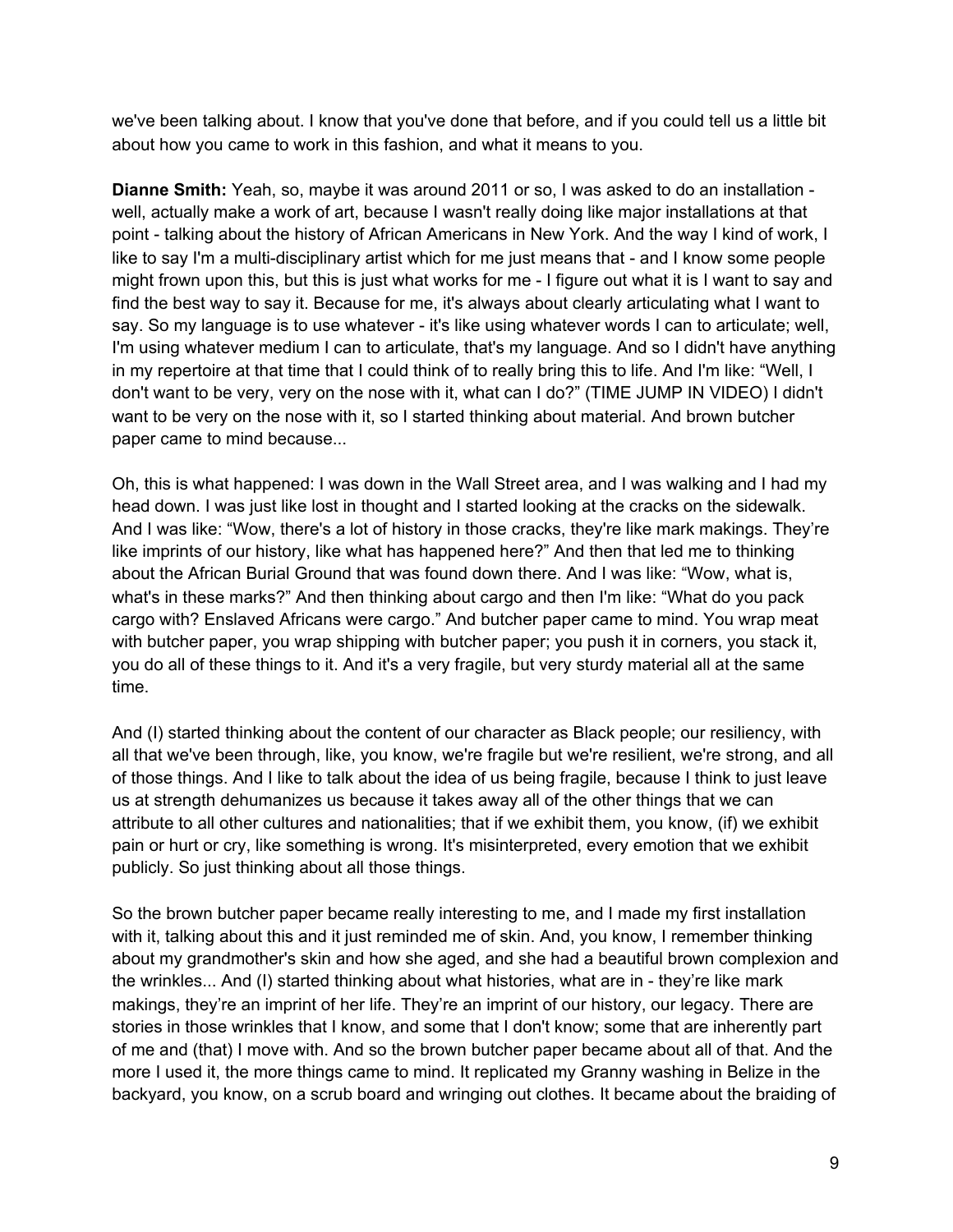we've been talking about. I know that you've done that before, and if you could tell us a little bit about how you came to work in this fashion, and what it means to you.

**Dianne Smith:** Yeah, so, maybe it was around 2011 or so, I was asked to do an installation - well, actually make a work of art, because I wasn't really doing like major installations at that point - talking about the history of African Americans in New York. And the way I kind of work, I like to say I'm a multi-disciplinary artist which for me just means that - and I know some people might frown upon this, but this is just what works for me - I figure out what it is I want to say and find the best way to say it. Because for me, it's always about clearly articulating what I want to say. So my language is to use whatever - it's like using whatever words I can to articulate; well, I'm using whatever medium I can to articulate, that's my language. And so I didn't have anything in my repertoire at that time that I could think of to really bring this to life. And I'm like: "Well, I don't want to be very, very on the nose with it, what can I do?" (TIME JUMP IN VIDEO) I didn't want to be very on the nose with it, so I started thinking about material. And brown butcher paper came to mind because...

Oh, this is what happened: I was down in the Wall Street area, and I was walking and I had my head down. I was just like lost in thought and I started looking at the cracks on the sidewalk. And I was like: "Wow, there's a lot of history in those cracks, they're like mark makings. They're like imprints of our history, like what has happened here?" And then that led me to thinking about the African Burial Ground that was found down there. And I was like: "Wow, what is, what's in these marks?" And then thinking about cargo and then I'm like: "What do you pack cargo with? Enslaved Africans were cargo." And butcher paper came to mind. You wrap meat with butcher paper, you wrap shipping with butcher paper; you push it in corners, you stack it, you do all of these things to it. And it's a very fragile, but very sturdy material all at the same time.

And (I) started thinking about the content of our character as Black people; our resiliency, with all that we've been through, like, you know, we're fragile but we're resilient, we're strong, and all of those things. And I like to talk about the idea of us being fragile, because I think to just leave us at strength dehumanizes us because it takes away all of the other things that we can attribute to all other cultures and nationalities; that if we exhibit them, you know, (if) we exhibit pain or hurt or cry, like something is wrong. It's misinterpreted, every emotion that we exhibit publicly. So just thinking about all those things.

So the brown butcher paper became really interesting to me, and I made my first installation with it, talking about this and it just reminded me of skin. And, you know, I remember thinking about my grandmother's skin and how she aged, and she had a beautiful brown complexion and the wrinkles... And (I) started thinking about what histories, what are in - they're like mark makings, they're an imprint of her life. They're an imprint of our history, our legacy. There are stories in those wrinkles that I know, and some that I don't know; some that are inherently part of me and (that) I move with. And so the brown butcher paper became about all of that. And the more I used it, the more things came to mind. It replicated my Granny washing in Belize in the backyard, you know, on a scrub board and wringing out clothes. It became about the braiding of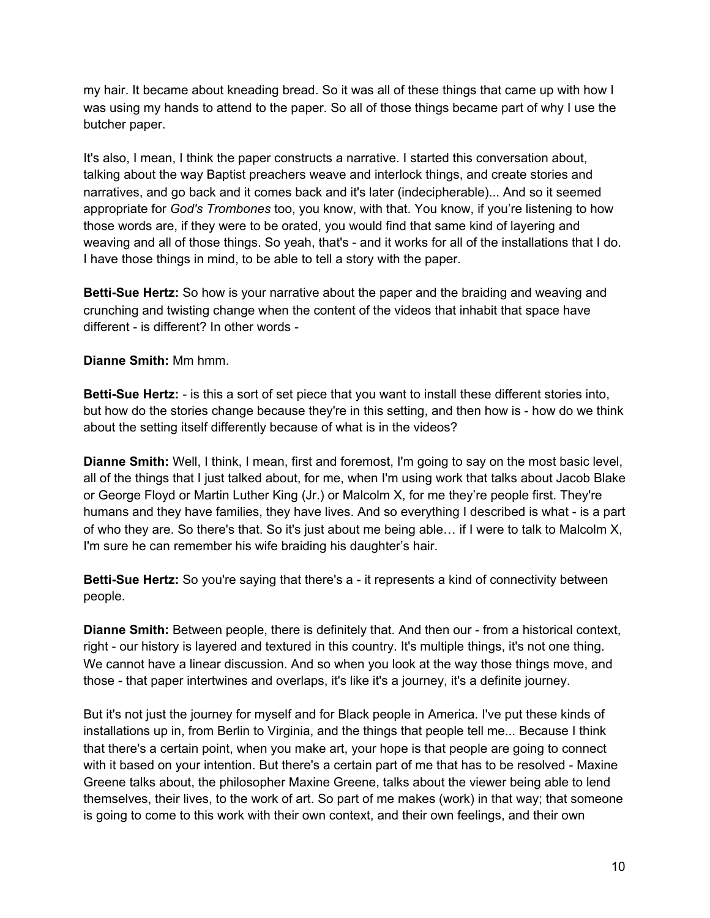my hair. It became about kneading bread. So it was all of these things that came up with how I was using my hands to attend to the paper. So all of those things became part of why I use the butcher paper.

It's also, I mean, I think the paper constructs a narrative. I started this conversation about, talking about the way Baptist preachers weave and interlock things, and create stories and narratives, and go back and it comes back and it's later (indecipherable)... And so it seemed appropriate for *God's Trombones* too, you know, with that. You know, if you're listening to how those words are, if they were to be orated, you would find that same kind of layering and weaving and all of those things. So yeah, that's - and it works for all of the installations that I do. I have those things in mind, to be able to tell a story with the paper.

**Betti-Sue Hertz:** So how is your narrative about the paper and the braiding and weaving and crunching and twisting change when the content of the videos that inhabit that space have different - is different? In other words -

**Dianne Smith:** Mm hmm.

**Betti-Sue Hertz:** - is this a sort of set piece that you want to install these different stories into, but how do the stories change because they're in this setting, and then how is - how do we think about the setting itself differently because of what is in the videos?

**Dianne Smith:** Well, I think, I mean, first and foremost, I'm going to say on the most basic level, all of the things that I just talked about, for me, when I'm using work that talks about Jacob Blake or George Floyd or Martin Luther King (Jr.) or Malcolm X, for me they're people first. They're humans and they have families, they have lives. And so everything I described is what - is a part of who they are. So there's that. So it's just about me being able… if I were to talk to Malcolm X, I'm sure he can remember his wife braiding his daughter's hair.

**Betti-Sue Hertz:** So you're saying that there's a - it represents a kind of connectivity between people.

**Dianne Smith:** Between people, there is definitely that. And then our - from a historical context, right - our history is layered and textured in this country. It's multiple things, it's not one thing. We cannot have a linear discussion. And so when you look at the way those things move, and those - that paper intertwines and overlaps, it's like it's a journey, it's a definite journey.

But it's not just the journey for myself and for Black people in America. I've put these kinds of installations up in, from Berlin to Virginia, and the things that people tell me... Because I think that there's a certain point, when you make art, your hope is that people are going to connect with it based on your intention. But there's a certain part of me that has to be resolved - Maxine Greene talks about, the philosopher Maxine Greene, talks about the viewer being able to lend themselves, their lives, to the work of art. So part of me makes (work) in that way; that someone is going to come to this work with their own context, and their own feelings, and their own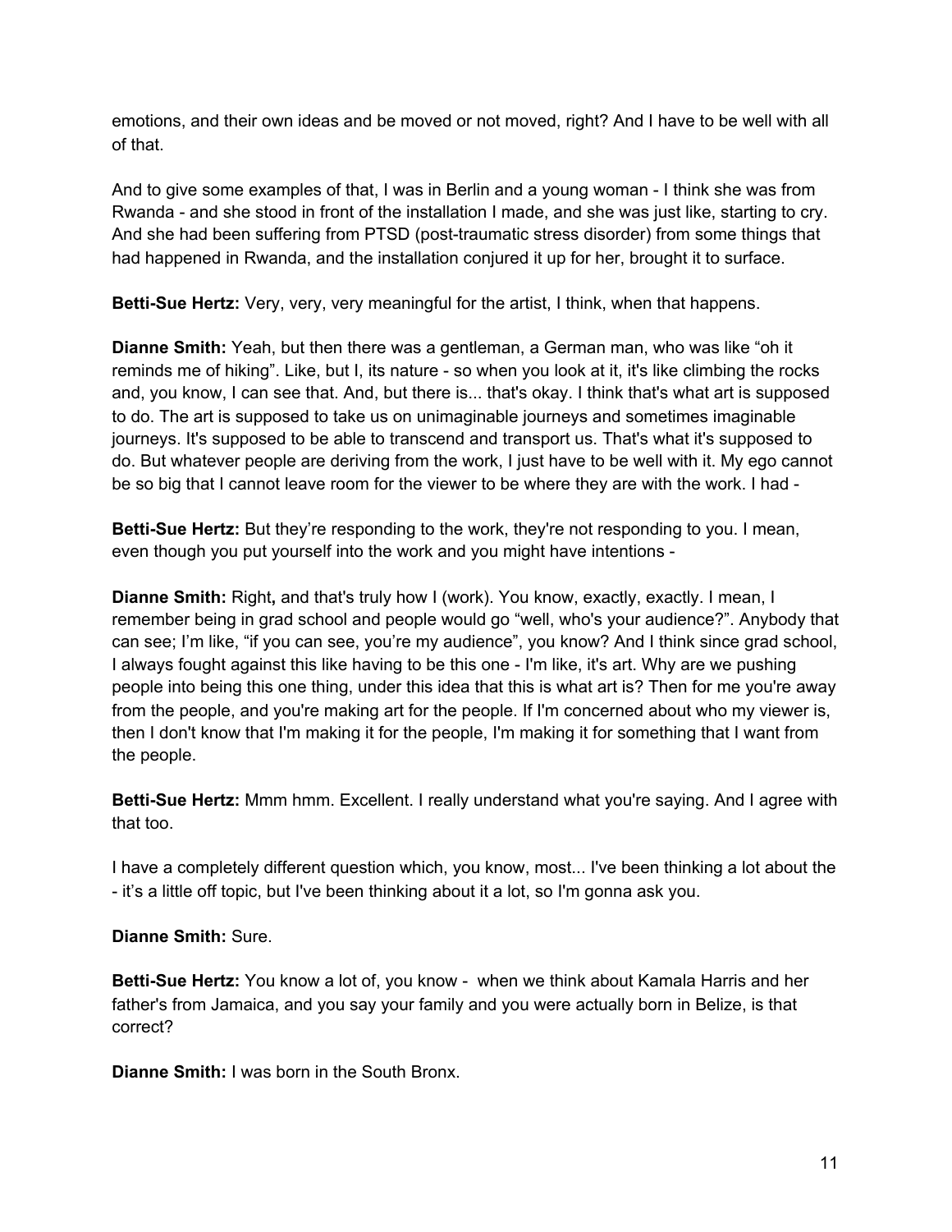emotions, and their own ideas and be moved or not moved, right? And I have to be well with all of that.

And to give some examples of that, I was in Berlin and a young woman - I think she was from Rwanda - and she stood in front of the installation I made, and she was just like, starting to cry. And she had been suffering from PTSD (post-traumatic stress disorder) from some things that had happened in Rwanda, and the installation conjured it up for her, brought it to surface.

**Betti-Sue Hertz:** Very, very, very meaningful for the artist, I think, when that happens.

**Dianne Smith:** Yeah, but then there was a gentleman, a German man, who was like "oh it reminds me of hiking". Like, but I, its nature - so when you look at it, it's like climbing the rocks and, you know, I can see that. And, but there is... that's okay. I think that's what art is supposed to do. The art is supposed to take us on unimaginable journeys and sometimes imaginable journeys. It's supposed to be able to transcend and transport us. That's what it's supposed to do. But whatever people are deriving from the work, I just have to be well with it. My ego cannot be so big that I cannot leave room for the viewer to be where they are with the work. I had -

**Betti-Sue Hertz:** But they're responding to the work, they're not responding to you. I mean, even though you put yourself into the work and you might have intentions -

**Dianne Smith:** Right**,** and that's truly how I (work). You know, exactly, exactly. I mean, I remember being in grad school and people would go "well, who's your audience?". Anybody that can see; I'm like, "if you can see, you're my audience", you know? And I think since grad school, I always fought against this like having to be this one - I'm like, it's art. Why are we pushing people into being this one thing, under this idea that this is what art is? Then for me you're away from the people, and you're making art for the people. If I'm concerned about who my viewer is, then I don't know that I'm making it for the people, I'm making it for something that I want from the people.

**Betti-Sue Hertz:** Mmm hmm. Excellent. I really understand what you're saying. And I agree with that too.

I have a completely different question which, you know, most... I've been thinking a lot about the - it's a little off topic, but I've been thinking about it a lot, so I'm gonna ask you.

**Dianne Smith:** Sure.

**Betti-Sue Hertz:** You know a lot of, you know - when we think about Kamala Harris and her father's from Jamaica, and you say your family and you were actually born in Belize, is that correct?

**Dianne Smith:** I was born in the South Bronx.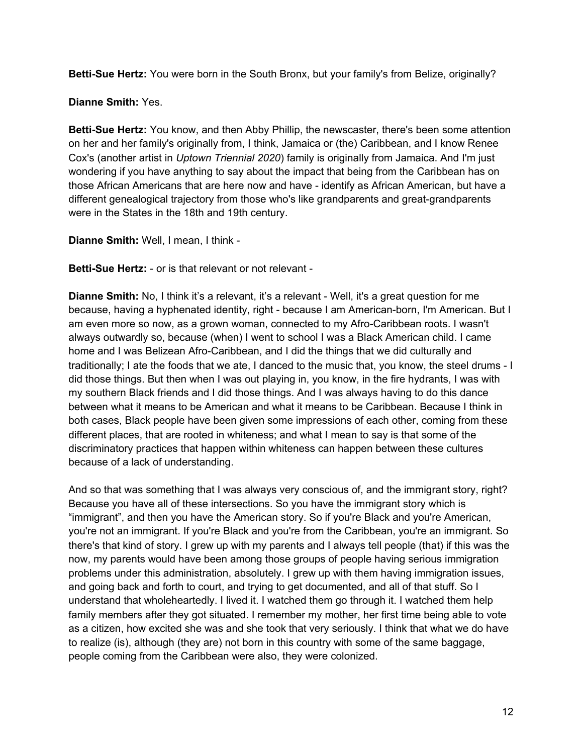**Betti-Sue Hertz:** You were born in the South Bronx, but your family's from Belize, originally?

**Dianne Smith:** Yes.

**Betti-Sue Hertz:** You know, and then Abby Phillip, the newscaster, there's been some attention on her and her family's originally from, I think, Jamaica or (the) Caribbean, and I know Renee Cox's (another artist in *Uptown Triennial 2020*) family is originally from Jamaica. And I'm just wondering if you have anything to say about the impact that being from the Caribbean has on those African Americans that are here now and have - identify as African American, but have a different genealogical trajectory from those who's like grandparents and great-grandparents were in the States in the 18th and 19th century.

**Dianne Smith:** Well, I mean, I think -

**Betti-Sue Hertz:** - or is that relevant or not relevant -

**Dianne Smith:** No, I think it's a relevant, it's a relevant - Well, it's a great question for me because, having a hyphenated identity, right - because I am American-born, I'm American. But I am even more so now, as a grown woman, connected to my Afro-Caribbean roots. I wasn't always outwardly so, because (when) I went to school I was a Black American child. I came home and I was Belizean Afro-Caribbean, and I did the things that we did culturally and traditionally; I ate the foods that we ate, I danced to the music that, you know, the steel drums - I did those things. But then when I was out playing in, you know, in the fire hydrants, I was with my southern Black friends and I did those things. And I was always having to do this dance between what it means to be American and what it means to be Caribbean. Because I think in both cases, Black people have been given some impressions of each other, coming from these different places, that are rooted in whiteness; and what I mean to say is that some of the discriminatory practices that happen within whiteness can happen between these cultures because of a lack of understanding.

And so that was something that I was always very conscious of, and the immigrant story, right? Because you have all of these intersections. So you have the immigrant story which is "immigrant", and then you have the American story. So if you're Black and you're American, you're not an immigrant. If you're Black and you're from the Caribbean, you're an immigrant. So there's that kind of story. I grew up with my parents and I always tell people (that) if this was the now, my parents would have been among those groups of people having serious immigration problems under this administration, absolutely. I grew up with them having immigration issues, and going back and forth to court, and trying to get documented, and all of that stuff. So I understand that wholeheartedly. I lived it. I watched them go through it. I watched them help family members after they got situated. I remember my mother, her first time being able to vote as a citizen, how excited she was and she took that very seriously. I think that what we do have to realize (is), although (they are) not born in this country with some of the same baggage, people coming from the Caribbean were also, they were colonized.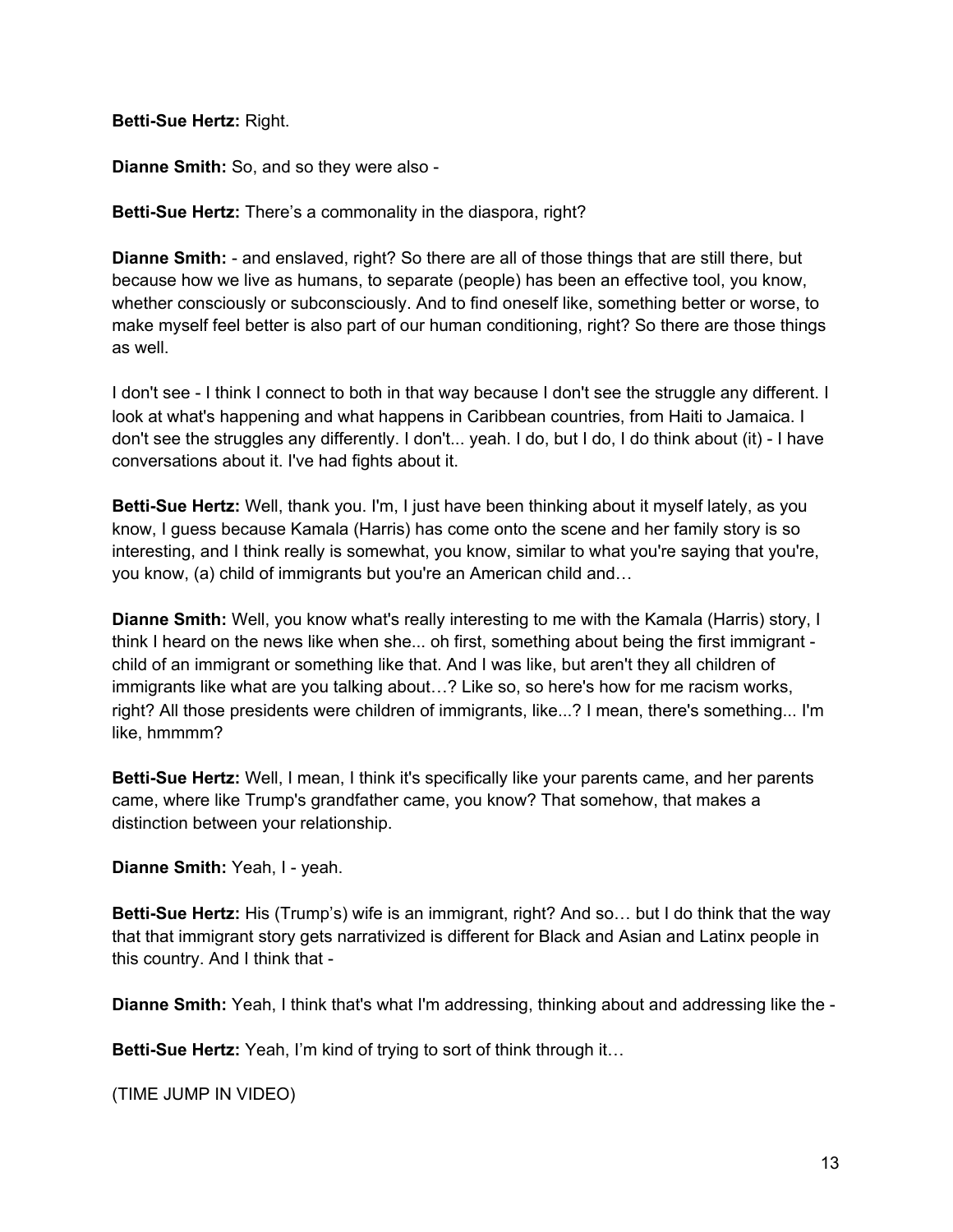**Betti-Sue Hertz:** Right.

**Dianne Smith:** So, and so they were also -

**Betti-Sue Hertz:** There's a commonality in the diaspora, right?

**Dianne Smith:** - and enslaved, right? So there are all of those things that are still there, but because how we live as humans, to separate (people) has been an effective tool, you know, whether consciously or subconsciously. And to find oneself like, something better or worse, to make myself feel better is also part of our human conditioning, right? So there are those things as well.

I don't see - I think I connect to both in that way because I don't see the struggle any different. I look at what's happening and what happens in Caribbean countries, from Haiti to Jamaica. I don't see the struggles any differently. I don't... yeah. I do, but I do, I do think about (it) - I have conversations about it. I've had fights about it.

**Betti-Sue Hertz:** Well, thank you. I'm, I just have been thinking about it myself lately, as you know, I guess because Kamala (Harris) has come onto the scene and her family story is so interesting, and I think really is somewhat, you know, similar to what you're saying that you're, you know, (a) child of immigrants but you're an American child and…

**Dianne Smith:** Well, you know what's really interesting to me with the Kamala (Harris) story, I think I heard on the news like when she... oh first, something about being the first immigrant - child of an immigrant or something like that. And I was like, but aren't they all children of immigrants like what are you talking about…? Like so, so here's how for me racism works, right? All those presidents were children of immigrants, like...? I mean, there's something... I'm like, hmmmm?

**Betti-Sue Hertz:** Well, I mean, I think it's specifically like your parents came, and her parents came, where like Trump's grandfather came, you know? That somehow, that makes a distinction between your relationship.

**Dianne Smith:** Yeah, I - yeah.

**Betti-Sue Hertz:** His (Trump's) wife is an immigrant, right? And so… but I do think that the way that that immigrant story gets narrativized is different for Black and Asian and Latinx people in this country. And I think that -

**Dianne Smith:** Yeah, I think that's what I'm addressing, thinking about and addressing like the -

**Betti-Sue Hertz:** Yeah, I'm kind of trying to sort of think through it…

(TIME JUMP IN VIDEO)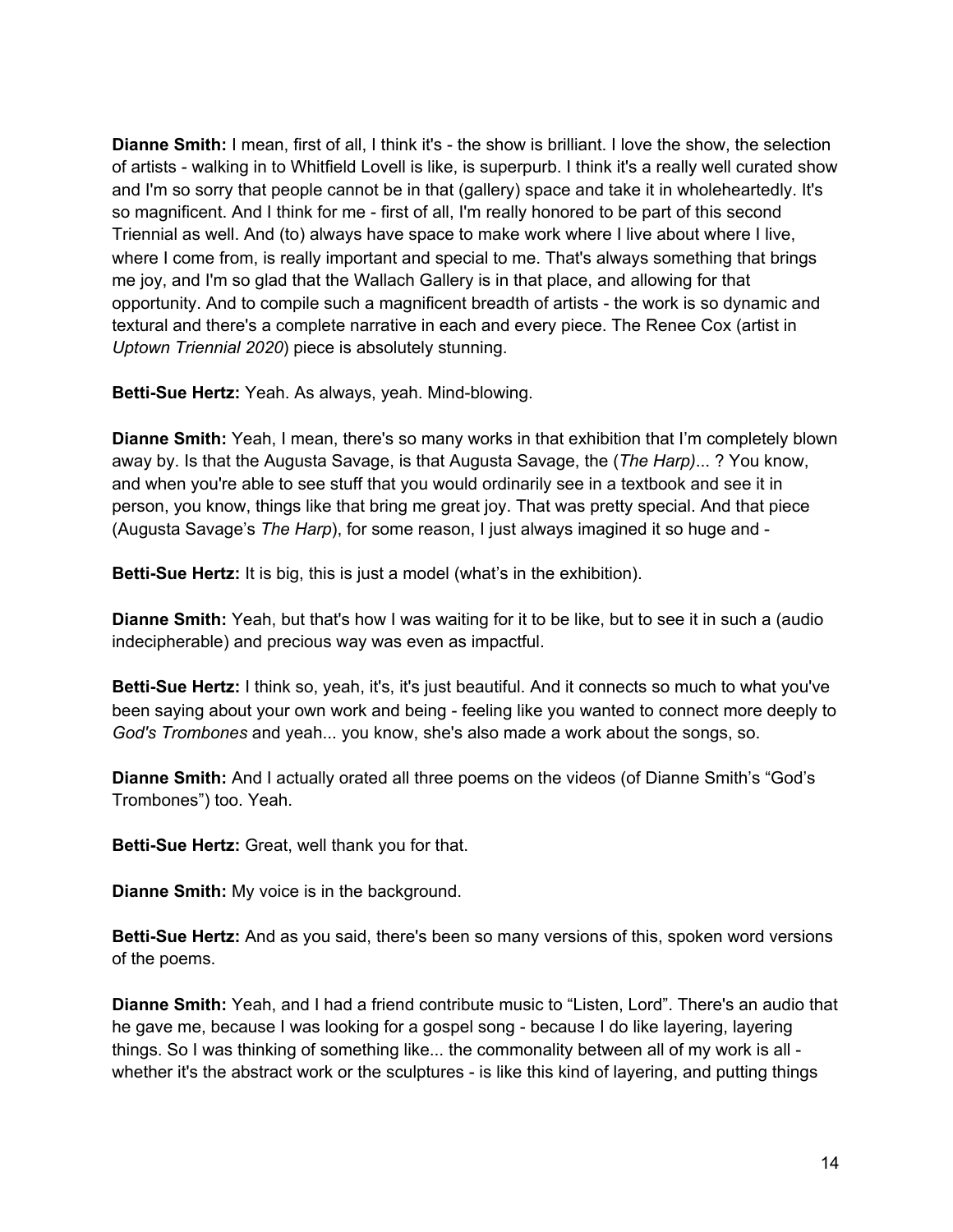**Dianne Smith:** I mean, first of all, I think it's - the show is brilliant. I love the show, the selection of artists - walking in to Whitfield Lovell is like, is superpurb. I think it's a really well curated show and I'm so sorry that people cannot be in that (gallery) space and take it in wholeheartedly. It's so magnificent. And I think for me - first of all, I'm really honored to be part of this second Triennial as well. And (to) always have space to make work where I live about where I live, where I come from, is really important and special to me. That's always something that brings me joy, and I'm so glad that the Wallach Gallery is in that place, and allowing for that opportunity. And to compile such a magnificent breadth of artists - the work is so dynamic and textural and there's a complete narrative in each and every piece. The Renee Cox (artist in *Uptown Triennial 2020*) piece is absolutely stunning.

**Betti-Sue Hertz:** Yeah. As always, yeah. Mind-blowing.

**Dianne Smith:** Yeah, I mean, there's so many works in that exhibition that I'm completely blown away by. Is that the Augusta Savage, is that Augusta Savage, the (*The Harp)*... ? You know, and when you're able to see stuff that you would ordinarily see in a textbook and see it in person, you know, things like that bring me great joy. That was pretty special. And that piece (Augusta Savage's *The Harp*), for some reason, I just always imagined it so huge and -

**Betti-Sue Hertz:** It is big, this is just a model (what's in the exhibition).

**Dianne Smith:** Yeah, but that's how I was waiting for it to be like, but to see it in such a (audio indecipherable) and precious way was even as impactful.

**Betti-Sue Hertz:** I think so, yeah, it's, it's just beautiful. And it connects so much to what you've been saying about your own work and being - feeling like you wanted to connect more deeply to *God's Trombones* and yeah... you know, she's also made a work about the songs, so.

**Dianne Smith:** And I actually orated all three poems on the videos (of Dianne Smith's "God's Trombones") too. Yeah.

**Betti-Sue Hertz:** Great, well thank you for that.

**Dianne Smith:** My voice is in the background.

**Betti-Sue Hertz:** And as you said, there's been so many versions of this, spoken word versions of the poems.

**Dianne Smith:** Yeah, and I had a friend contribute music to "Listen, Lord". There's an audio that he gave me, because I was looking for a gospel song - because I do like layering, layering things. So I was thinking of something like... the commonality between all of my work is all - whether it's the abstract work or the sculptures - is like this kind of layering, and putting things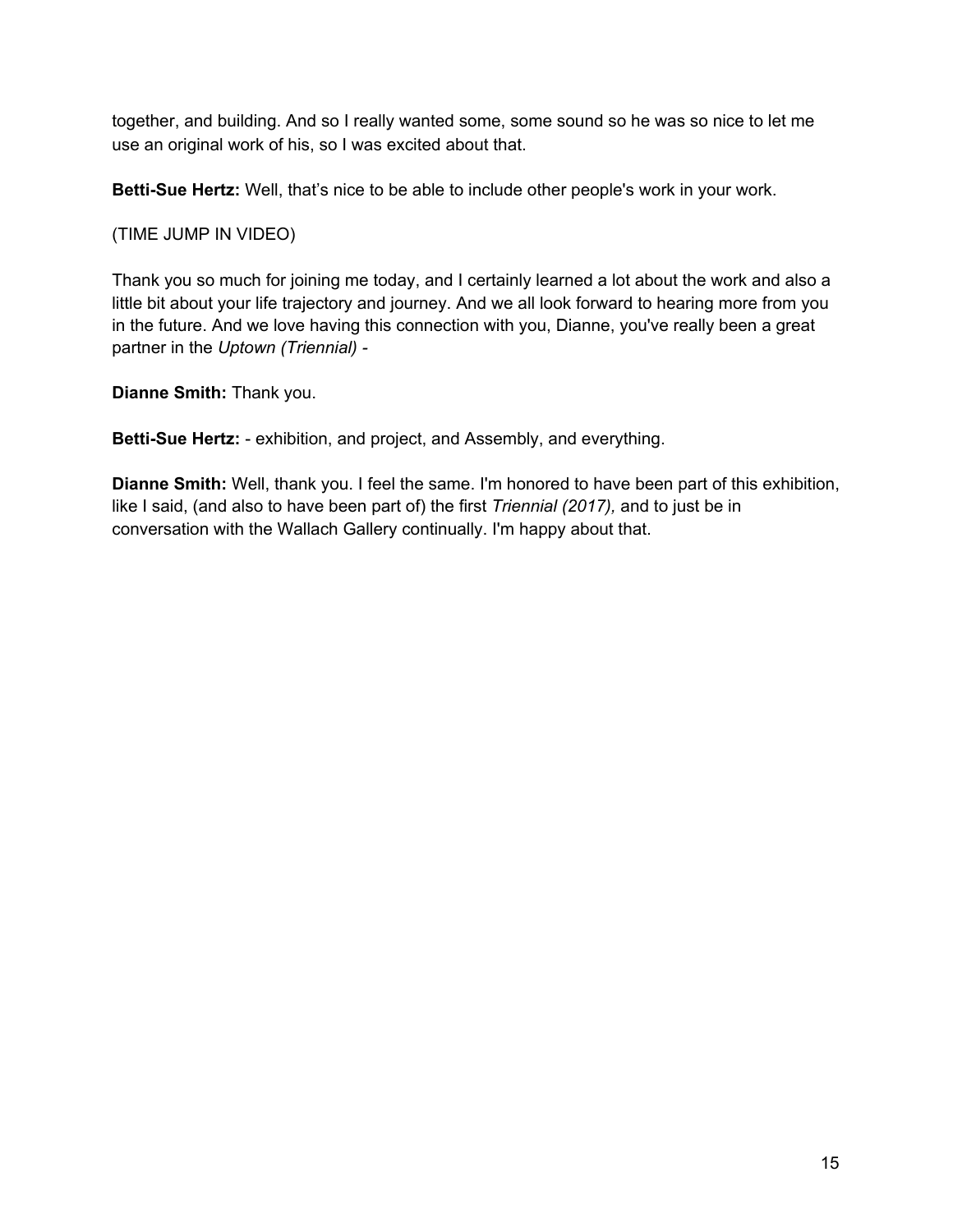together, and building. And so I really wanted some, some sound so he was so nice to let me use an original work of his, so I was excited about that.

**Betti-Sue Hertz:** Well, that's nice to be able to include other people's work in your work.

(TIME JUMP IN VIDEO)

Thank you so much for joining me today, and I certainly learned a lot about the work and also a little bit about your life trajectory and journey. And we all look forward to hearing more from you in the future. And we love having this connection with you, Dianne, you've really been a great partner in the *Uptown (Triennial)* -

**Dianne Smith:** Thank you.

**Betti-Sue Hertz:** - exhibition, and project, and Assembly, and everything.

**Dianne Smith:** Well, thank you. I feel the same. I'm honored to have been part of this exhibition, like I said, (and also to have been part of) the first *Triennial (2017),* and to just be in conversation with the Wallach Gallery continually. I'm happy about that.